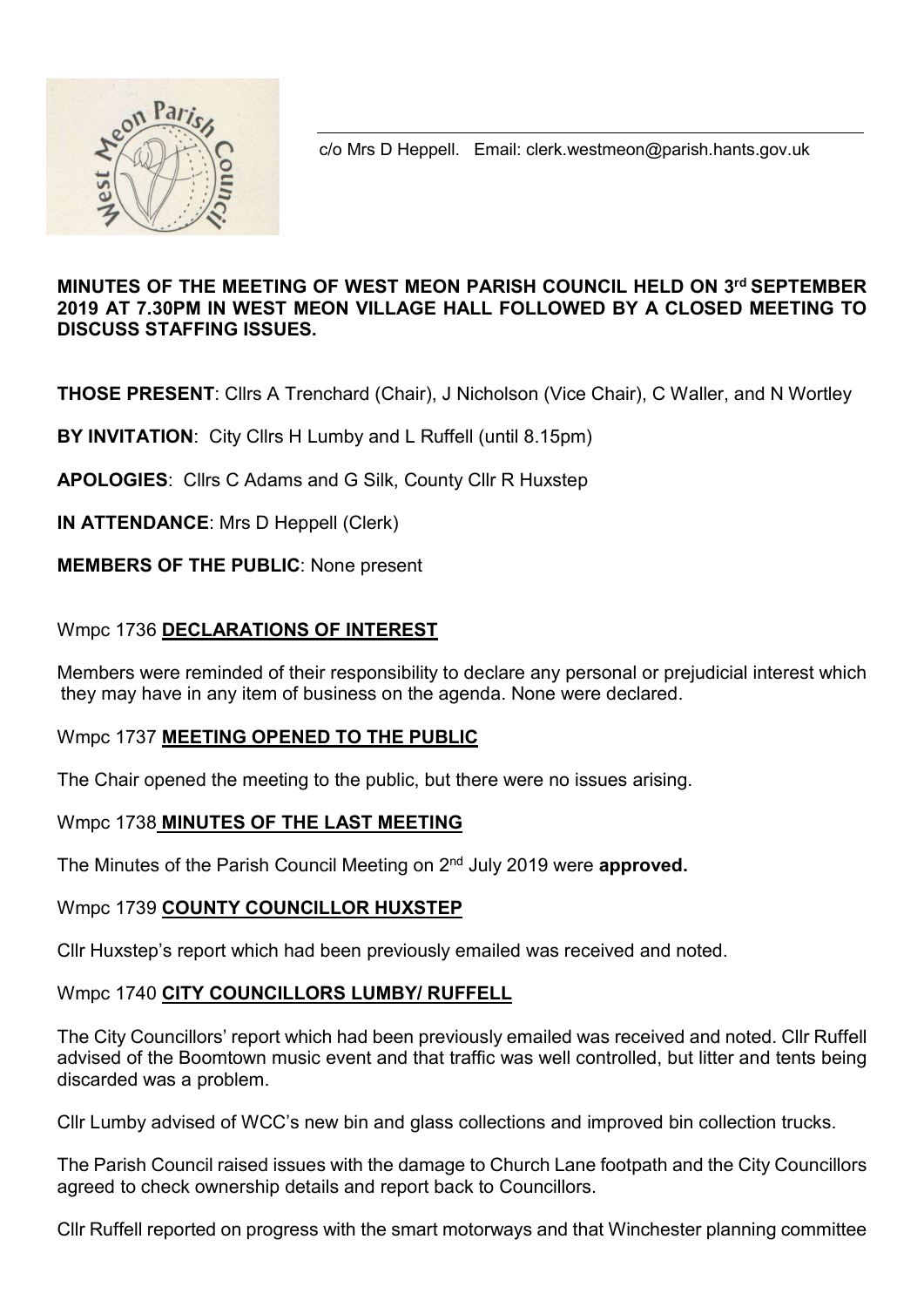c/o Mrs D Heppell. Email: clerk.westmeon@parish.hants.gov.uk

**MINUTES OF THE MEETING OF WEST MEON PARISH COUNCIL HELD ON 3rd SEPTEMBER 2019 AT 7.30PM IN WEST MEON VILLAGE HALL FOLLOWED BY A CLOSED MEETING TO DISCUSS STAFFING ISSUES.**

**THOSE PRESENT**: Cllrs A Trenchard (Chair), J Nicholson (Vice Chair), C Waller, and N Wortley

**BY INVITATION**: City Cllrs H Lumby and L Ruffell (until 8.15pm)

**APOLOGIES**: Cllrs C Adams and G Silk, County Cllr R Huxstep

**IN ATTENDANCE**: Mrs D Heppell (Clerk)

**MEMBERS OF THE PUBLIC**: None present

Wmpc 1736 **DECLARATIONS OF INTEREST**

Members were reminded of their responsibility to declare any personal or prejudicial interest which they may have in any item of business on the agenda. None were declared.

Wmpc 1737 **MEETING OPENED TO THE PUBLIC**

The Chair opened the meeting to the public, but there were no issues arising.

Wmpc 1738 **MINUTES OF THE LAST MEETING**

The Minutes of the Parish Council Meeting on 2nd July 2019 were **approved.**

Wmpc 1739 **COUNTY COUNCILLOR HUXSTEP**

Cllr Huxstep's report which had been previously emailed was received and noted.

Wmpc 1740 **CITY COUNCILLORS LUMBY/ RUFFELL**

The City Councillors' report which had been previously emailed was received and noted. Cllr Ruffell advised of the Boomtown music event and that traffic was well controlled, but litter and tents being discarded was a problem.

Cllr Lumby advised of WCC's new bin and glass collections and improved bin collection trucks.

The Parish Council raised issues with the damage to Church Lane footpath and the City Councillors agreed to check ownership details and report back to Councillors.

Cllr Ruffell reported on progress with the smart motorways and that Winchester planning committee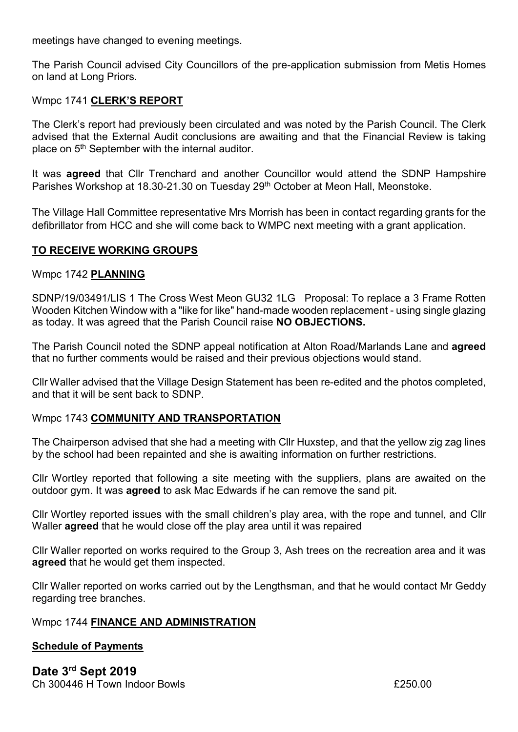meetings have changed to evening meetings.

The Parish Council advised City Councillors of the pre-application submission from Metis Homes on land at Long Priors.

Wmpc 1741 **CLERK'S REPORT**

The Clerk's report had previously been circulated and was noted by the Parish Council. The Clerk advised that the External Audit conclusions are awaiting and that the Financial Review is taking place on 5th September with the internal auditor.

It was **agreed** that Cllr Trenchard and another Councillor would attend the SDNP Hampshire Parishes Workshop at 18.30-21.30 on Tuesday 29th October at Meon Hall, Meonstoke.

The Village Hall Committee representative Mrs Morrish has been in contact regarding grants for the defibrillator from HCC and she will come back to WMPC next meeting with a grant application.

**TO RECEIVE WORKING GROUPS**

Wmpc 1742 **PLANNING**

SDNP/19/03491/LIS 1 The Cross West Meon GU32 1LG Proposal: To replace a 3 Frame Rotten Wooden Kitchen Window with a "like for like" hand-made wooden replacement - using single glazing as today. It was agreed that the Parish Council raise **NO OBJECTIONS.**

The Parish Council noted the SDNP appeal notification at Alton Road/Marlands Lane and **agreed** that no further comments would be raised and their previous objections would stand.

Cllr Waller advised that the Village Design Statement has been re-edited and the photos completed, and that it will be sent back to SDNP.

Wmpc 1743 **COMMUNITY AND TRANSPORTATION**

The Chairperson advised that she had a meeting with Cllr Huxstep, and that the yellow zig zag lines by the school had been repainted and she is awaiting information on further restrictions.

Cllr Wortley reported that following a site meeting with the suppliers, plans are awaited on the outdoor gym. It was **agreed** to ask Mac Edwards if he can remove the sand pit.

Cllr Wortley reported issues with the small children's play area, with the rope and tunnel, and Cllr Waller **agreed** that he would close off the play area until it was repaired

Cllr Waller reported on works required to the Group 3, Ash trees on the recreation area and it was **agreed** that he would get them inspected.

Cllr Waller reported on works carried out by the Lengthsman, and that he would contact Mr Geddy regarding tree branches.

Wmpc 1744 **FINANCE AND ADMINISTRATION**

**Schedule of Payments**

**Date 3rd Sept 2019**

Ch 300446 H Town Indoor Bowls £250.00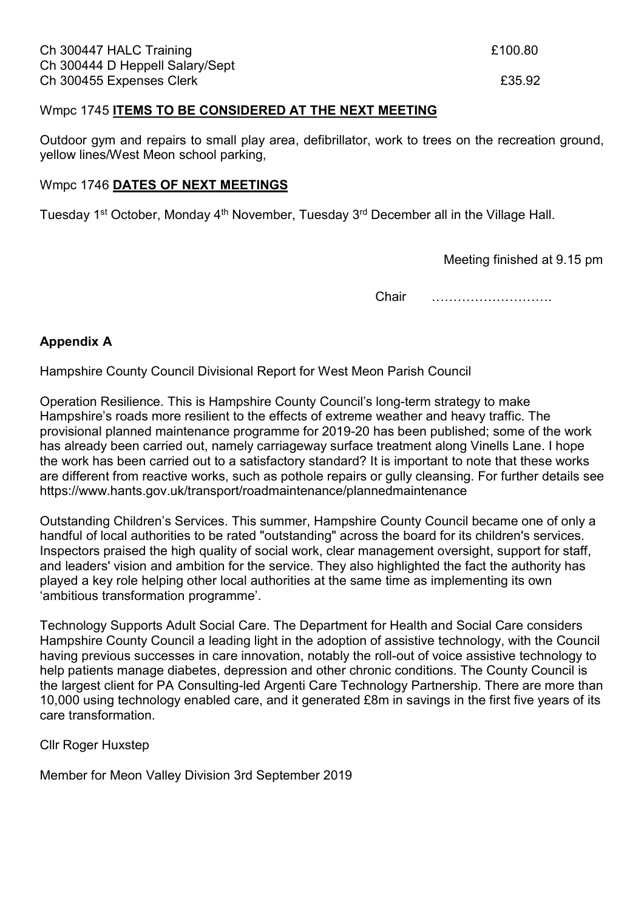| | |
|---|---|
| Ch 300447 HALC Training | £100.80 |
| Ch 300444 D Heppell Salary/Sept | |
| Ch 300455 Expenses Clerk | £35.92 |

Wmpc 1745 **ITEMS TO BE CONSIDERED AT THE NEXT MEETING**

Outdoor gym and repairs to small play area, defibrillator, work to trees on the recreation ground, yellow lines/West Meon school parking,

Wmpc 1746 **DATES OF NEXT MEETINGS**

Tuesday 1st October, Monday 4th November, Tuesday 3rd December all in the Village Hall.

Meeting finished at 9.15 pm

Chair ……………………….

**Appendix A**

Hampshire County Council Divisional Report for West Meon Parish Council

Operation Resilience. This is Hampshire County Council's long-term strategy to make Hampshire's roads more resilient to the effects of extreme weather and heavy traffic. The provisional planned maintenance programme for 2019-20 has been published; some of the work has already been carried out, namely carriageway surface treatment along Vinells Lane. I hope the work has been carried out to a satisfactory standard? It is important to note that these works are different from reactive works, such as pothole repairs or gully cleansing. For further details see https://www.hants.gov.uk/transport/roadmaintenance/plannedmaintenance

Outstanding Children's Services. This summer, Hampshire County Council became one of only a handful of local authorities to be rated "outstanding" across the board for its children's services. Inspectors praised the high quality of social work, clear management oversight, support for staff, and leaders' vision and ambition for the service. They also highlighted the fact the authority has played a key role helping other local authorities at the same time as implementing its own 'ambitious transformation programme'.

Technology Supports Adult Social Care. The Department for Health and Social Care considers Hampshire County Council a leading light in the adoption of assistive technology, with the Council having previous successes in care innovation, notably the roll-out of voice assistive technology to help patients manage diabetes, depression and other chronic conditions. The County Council is the largest client for PA Consulting-led Argenti Care Technology Partnership. There are more than 10,000 using technology enabled care, and it generated £8m in savings in the first five years of its care transformation.

Cllr Roger Huxstep

Member for Meon Valley Division 3rd September 2019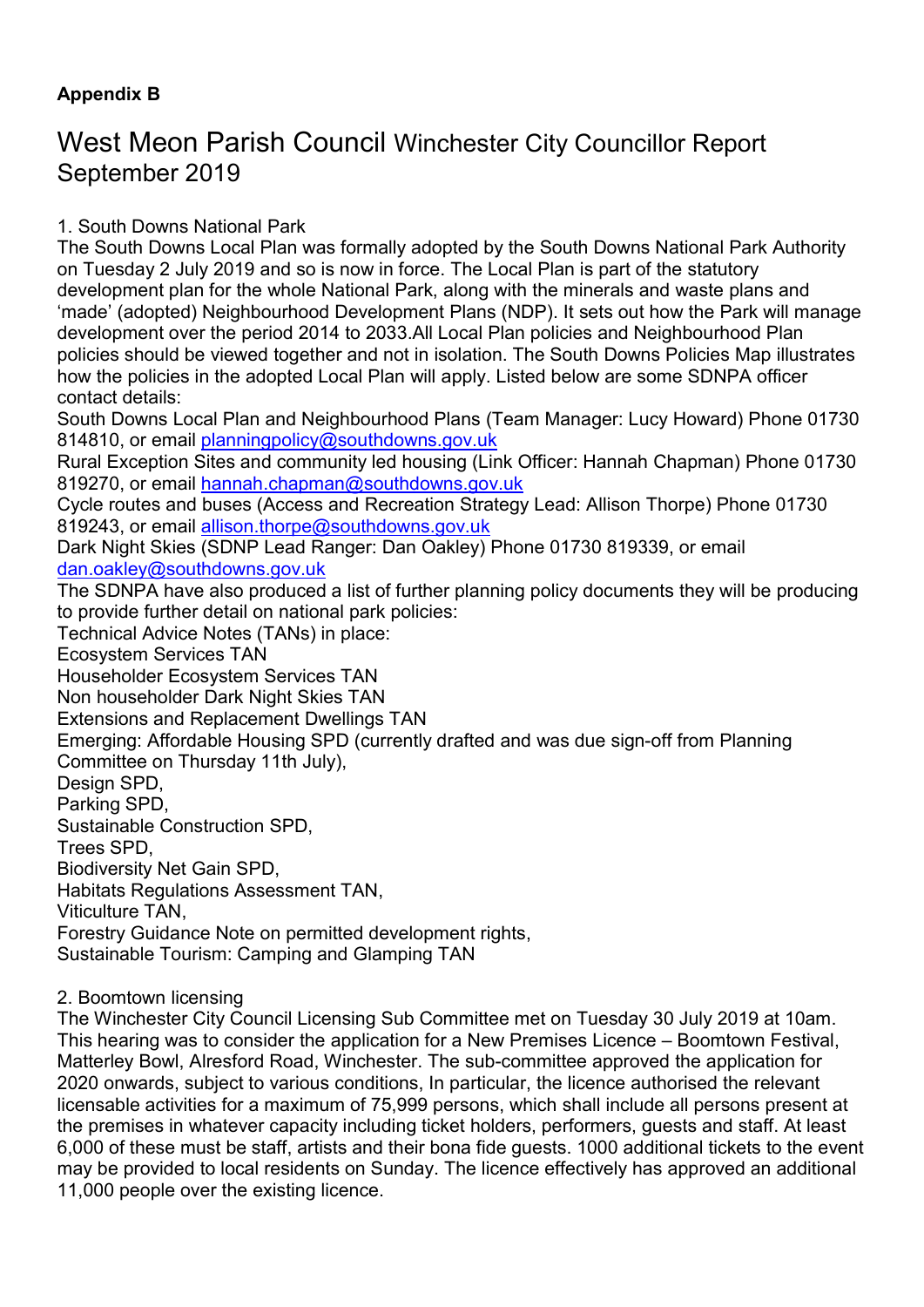**Appendix B**

# West Meon Parish Council Winchester City Councillor Report September 2019

1. South Downs National Park

The South Downs Local Plan was formally adopted by the South Downs National Park Authority on Tuesday 2 July 2019 and so is now in force. The Local Plan is part of the statutory development plan for the whole National Park, along with the minerals and waste plans and 'made' (adopted) Neighbourhood Development Plans (NDP). It sets out how the Park will manage development over the period 2014 to 2033.All Local Plan policies and Neighbourhood Plan policies should be viewed together and not in isolation. The South Downs Policies Map illustrates how the policies in the adopted Local Plan will apply. Listed below are some SDNPA officer contact details:

South Downs Local Plan and Neighbourhood Plans (Team Manager: Lucy Howard) Phone 01730 814810, or email planningpolicy@southdowns.gov.uk

Rural Exception Sites and community led housing (Link Officer: Hannah Chapman) Phone 01730 819270, or email hannah.chapman@southdowns.gov.uk

Cycle routes and buses (Access and Recreation Strategy Lead: Allison Thorpe) Phone 01730 819243, or email allison.thorpe@southdowns.gov.uk

Dark Night Skies (SDNP Lead Ranger: Dan Oakley) Phone 01730 819339, or email dan.oakley@southdowns.gov.uk

The SDNPA have also produced a list of further planning policy documents they will be producing to provide further detail on national park policies:

Technical Advice Notes (TANs) in place:

Ecosystem Services TAN

Householder Ecosystem Services TAN

Non householder Dark Night Skies TAN

Extensions and Replacement Dwellings TAN

Emerging: Affordable Housing SPD (currently drafted and was due sign-off from Planning Committee on Thursday 11th July),

Design SPD,

Parking SPD,

Sustainable Construction SPD,

Trees SPD,

Biodiversity Net Gain SPD,

Habitats Regulations Assessment TAN,

Viticulture TAN,

Forestry Guidance Note on permitted development rights,

Sustainable Tourism: Camping and Glamping TAN

2. Boomtown licensing

The Winchester City Council Licensing Sub Committee met on Tuesday 30 July 2019 at 10am. This hearing was to consider the application for a New Premises Licence – Boomtown Festival, Matterley Bowl, Alresford Road, Winchester. The sub-committee approved the application for 2020 onwards, subject to various conditions, In particular, the licence authorised the relevant licensable activities for a maximum of 75,999 persons, which shall include all persons present at the premises in whatever capacity including ticket holders, performers, guests and staff. At least 6,000 of these must be staff, artists and their bona fide guests. 1000 additional tickets to the event may be provided to local residents on Sunday. The licence effectively has approved an additional 11,000 people over the existing licence.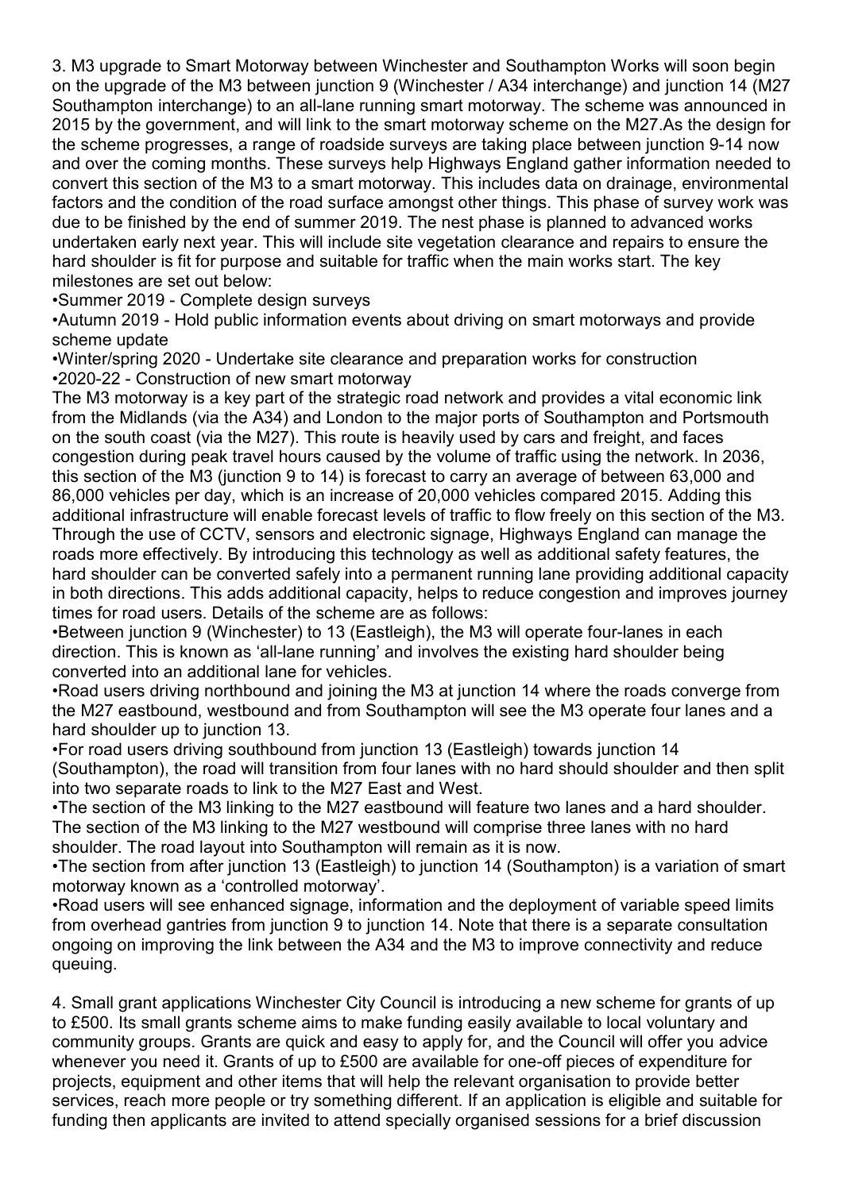3. M3 upgrade to Smart Motorway between Winchester and Southampton Works will soon begin on the upgrade of the M3 between junction 9 (Winchester / A34 interchange) and junction 14 (M27 Southampton interchange) to an all-lane running smart motorway. The scheme was announced in 2015 by the government, and will link to the smart motorway scheme on the M27.As the design for the scheme progresses, a range of roadside surveys are taking place between junction 9-14 now and over the coming months. These surveys help Highways England gather information needed to convert this section of the M3 to a smart motorway. This includes data on drainage, environmental factors and the condition of the road surface amongst other things. This phase of survey work was due to be finished by the end of summer 2019. The nest phase is planned to advanced works undertaken early next year. This will include site vegetation clearance and repairs to ensure the hard shoulder is fit for purpose and suitable for traffic when the main works start. The key milestones are set out below:

- Summer 2019 - Complete design surveys
- Autumn 2019 - Hold public information events about driving on smart motorways and provide scheme update
- Winter/spring 2020 - Undertake site clearance and preparation works for construction
- 2020-22 - Construction of new smart motorway

The M3 motorway is a key part of the strategic road network and provides a vital economic link from the Midlands (via the A34) and London to the major ports of Southampton and Portsmouth on the south coast (via the M27). This route is heavily used by cars and freight, and faces congestion during peak travel hours caused by the volume of traffic using the network. In 2036, this section of the M3 (junction 9 to 14) is forecast to carry an average of between 63,000 and 86,000 vehicles per day, which is an increase of 20,000 vehicles compared 2015. Adding this additional infrastructure will enable forecast levels of traffic to flow freely on this section of the M3. Through the use of CCTV, sensors and electronic signage, Highways England can manage the roads more effectively. By introducing this technology as well as additional safety features, the hard shoulder can be converted safely into a permanent running lane providing additional capacity in both directions. This adds additional capacity, helps to reduce congestion and improves journey times for road users. Details of the scheme are as follows:

- Between junction 9 (Winchester) to 13 (Eastleigh), the M3 will operate four-lanes in each direction. This is known as 'all-lane running' and involves the existing hard shoulder being converted into an additional lane for vehicles.
- Road users driving northbound and joining the M3 at junction 14 where the roads converge from the M27 eastbound, westbound and from Southampton will see the M3 operate four lanes and a hard shoulder up to junction 13.
- For road users driving southbound from junction 13 (Eastleigh) towards junction 14 (Southampton), the road will transition from four lanes with no hard should shoulder and then split into two separate roads to link to the M27 East and West.
- The section of the M3 linking to the M27 eastbound will feature two lanes and a hard shoulder. The section of the M3 linking to the M27 westbound will comprise three lanes with no hard shoulder. The road layout into Southampton will remain as it is now.
- The section from after junction 13 (Eastleigh) to junction 14 (Southampton) is a variation of smart motorway known as a 'controlled motorway'.
- Road users will see enhanced signage, information and the deployment of variable speed limits from overhead gantries from junction 9 to junction 14. Note that there is a separate consultation ongoing on improving the link between the A34 and the M3 to improve connectivity and reduce queuing.

4. Small grant applications Winchester City Council is introducing a new scheme for grants of up to £500. Its small grants scheme aims to make funding easily available to local voluntary and community groups. Grants are quick and easy to apply for, and the Council will offer you advice whenever you need it. Grants of up to £500 are available for one-off pieces of expenditure for projects, equipment and other items that will help the relevant organisation to provide better services, reach more people or try something different. If an application is eligible and suitable for funding then applicants are invited to attend specially organised sessions for a brief discussion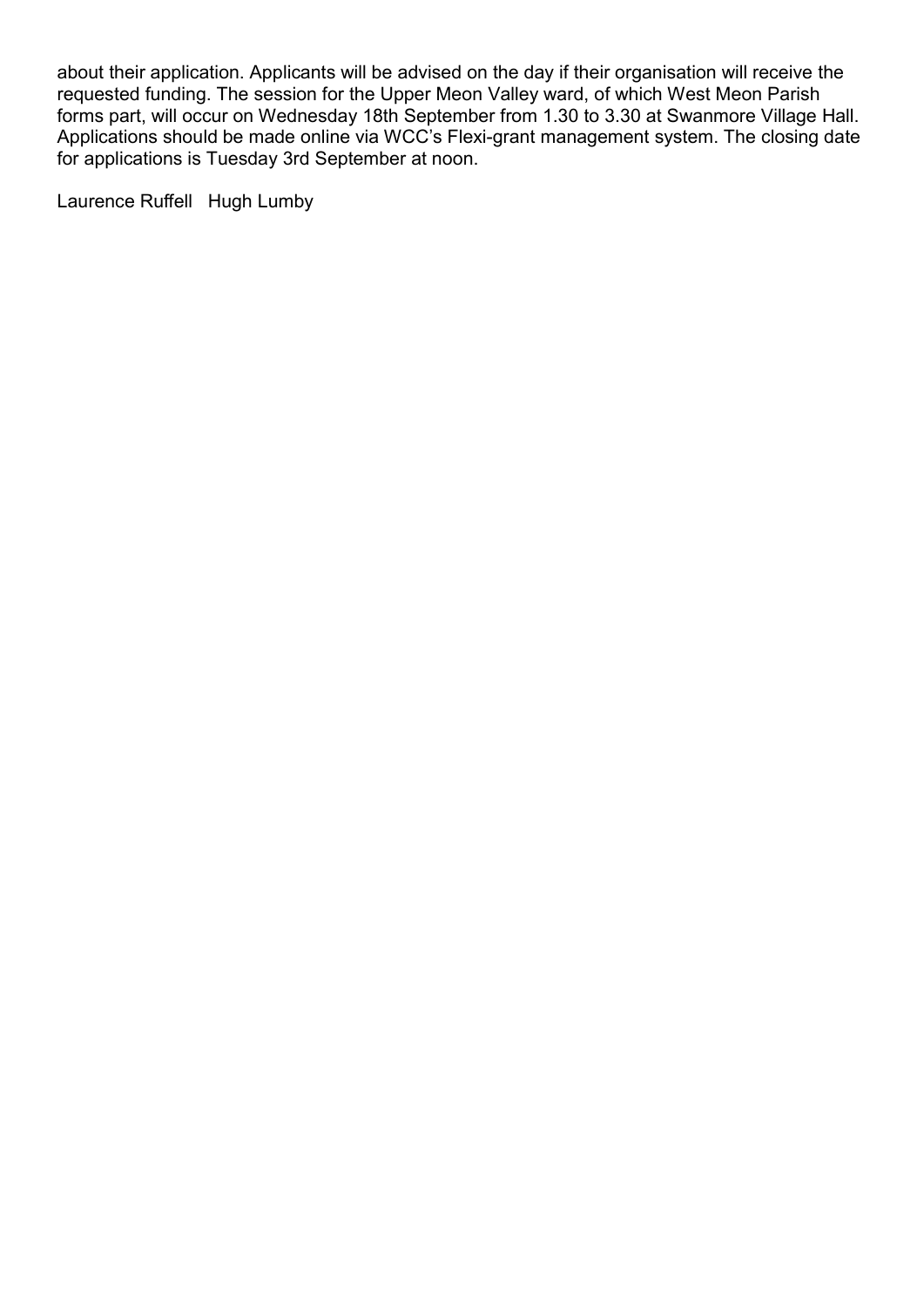about their application. Applicants will be advised on the day if their organisation will receive the requested funding. The session for the Upper Meon Valley ward, of which West Meon Parish forms part, will occur on Wednesday 18th September from 1.30 to 3.30 at Swanmore Village Hall. Applications should be made online via WCC's Flexi-grant management system. The closing date for applications is Tuesday 3rd September at noon.

Laurence Ruffell   Hugh Lumby